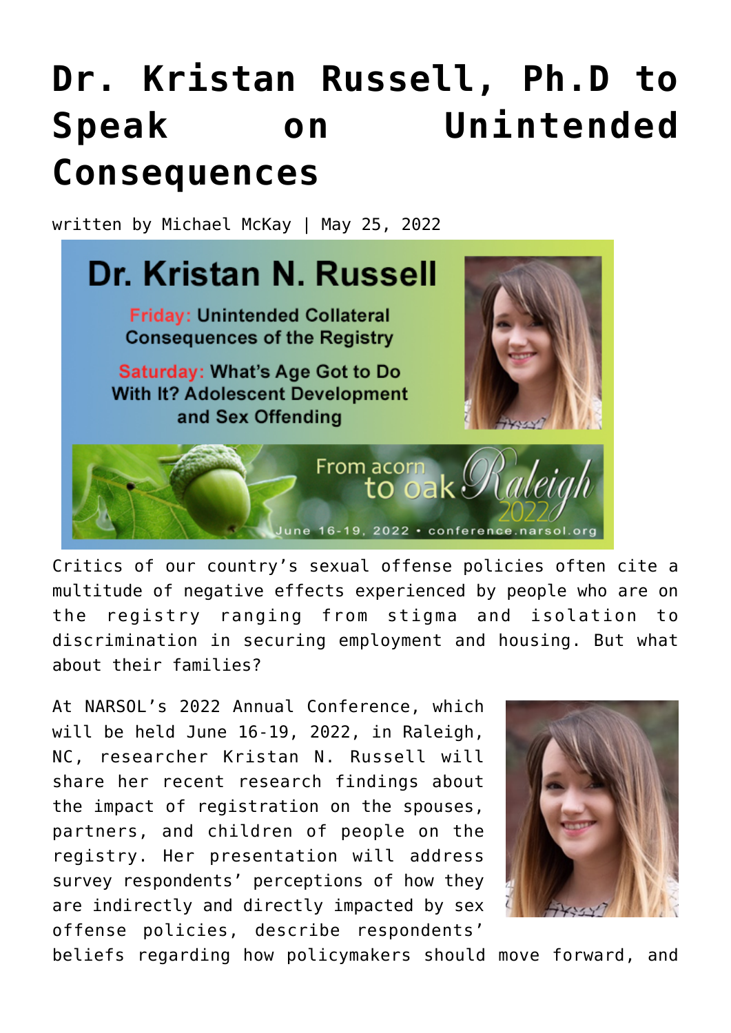# Dr. Kristan Russell, Ph.D to Speak on Unintended Consequences

written by Michael McKay | May 25, 2022

Critics of our country's sexual offense policies often cite a multitude of negative effects experienced by people who are on the registry ranging from stigma and isolation to discrimination in securing employment and housing. But what about their families?

At NARSOL's 2022 Annual Conference, which will be held June 16-19, 2022, in Raleigh, NC, researcher Kristan N. Russell will share her recent research findings about the impact of registration on the spouses, partners, and children of people on the registry. Her presentation will address survey respondents' perceptions of how they are indirectly and directly impacted by sex offense policies, describe respondents' beliefs regarding how policymakers should move forward, and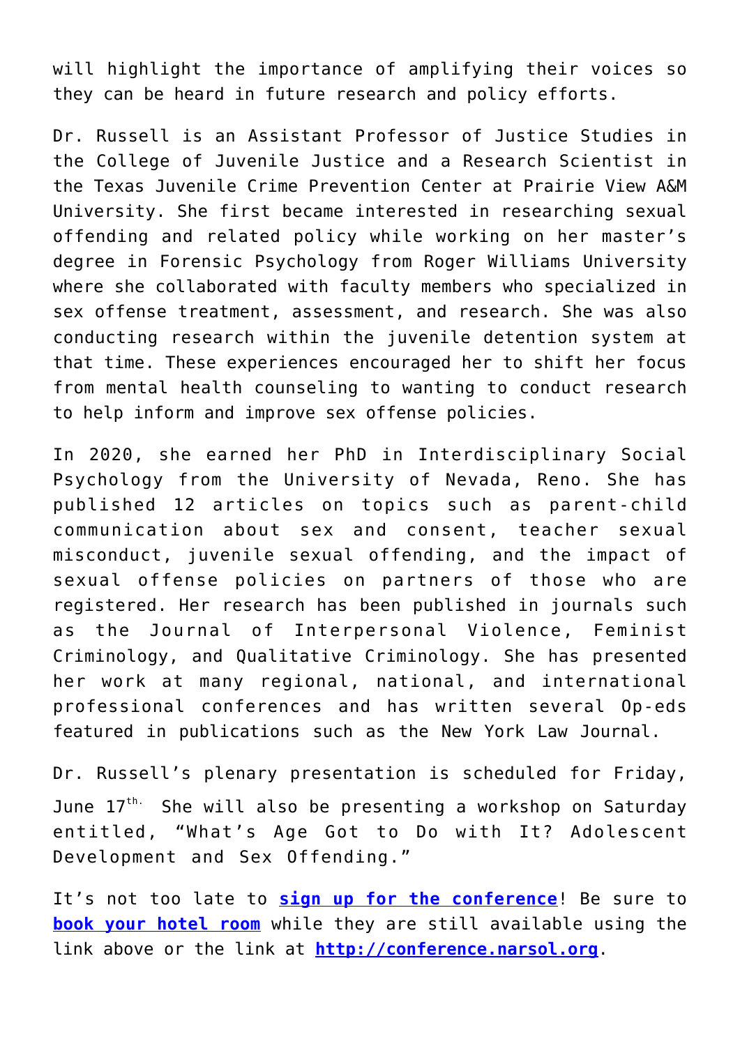will highlight the importance of amplifying their voices so they can be heard in future research and policy efforts.

Dr. Russell is an Assistant Professor of Justice Studies in the College of Juvenile Justice and a Research Scientist in the Texas Juvenile Crime Prevention Center at Prairie View A&M University. She first became interested in researching sexual offending and related policy while working on her master's degree in Forensic Psychology from Roger Williams University where she collaborated with faculty members who specialized in sex offense treatment, assessment, and research. She was also conducting research within the juvenile detention system at that time. These experiences encouraged her to shift her focus from mental health counseling to wanting to conduct research to help inform and improve sex offense policies.

In 2020, she earned her PhD in Interdisciplinary Social Psychology from the University of Nevada, Reno. She has published 12 articles on topics such as parent-child communication about sex and consent, teacher sexual misconduct, juvenile sexual offending, and the impact of sexual offense policies on partners of those who are registered. Her research has been published in journals such as the Journal of Interpersonal Violence, Feminist Criminology, and Qualitative Criminology. She has presented her work at many regional, national, and international professional conferences and has written several Op-eds featured in publications such as the New York Law Journal.

Dr. Russell's plenary presentation is scheduled for Friday, June 17th. She will also be presenting a workshop on Saturday entitled, "What's Age Got to Do with It? Adolescent Development and Sex Offending."

It's not too late to **sign up for the conference**! Be sure to **book your hotel room** while they are still available using the link above or the link at **http://conference.narsol.org**.